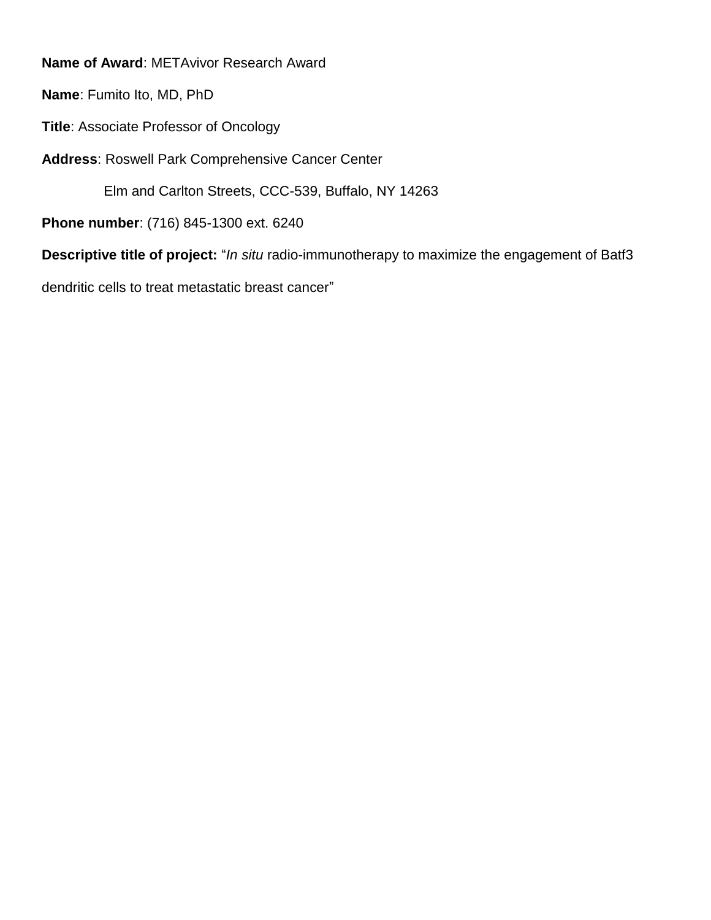**Name of Award**: METAvivor Research Award

**Name**: Fumito Ito, MD, PhD

**Title**: Associate Professor of Oncology

**Address**: Roswell Park Comprehensive Cancer Center

Elm and Carlton Streets, CCC-539, Buffalo, NY 14263

**Phone number**: (716) 845-1300 ext. 6240

**Descriptive title of project:** "*In situ* radio-immunotherapy to maximize the engagement of Batf3 dendritic cells to treat metastatic breast cancer"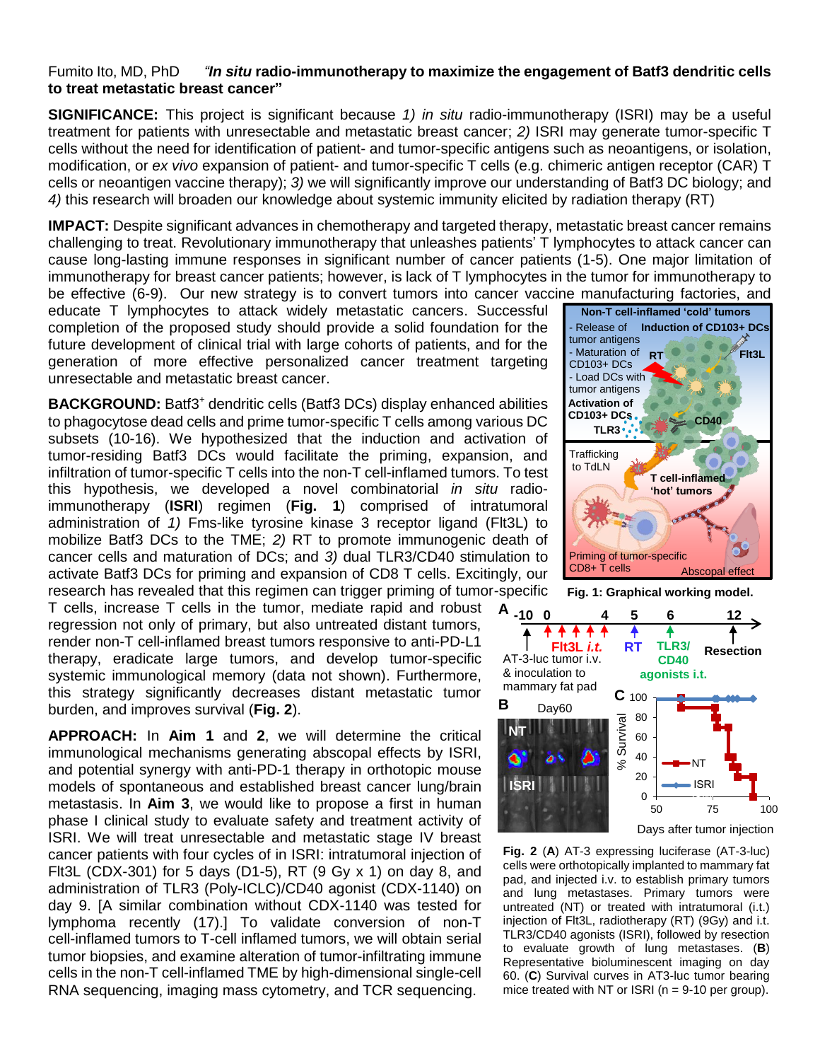Fumito Ito, MD, PhD    ***"In situ* radio-immunotherapy to maximize the engagement of Batf3 dendritic cells to treat metastatic breast cancer"**

**SIGNIFICANCE:** This project is significant because *1) in situ* radio-immunotherapy (ISRI) may be a useful treatment for patients with unresectable and metastatic breast cancer; *2)* ISRI may generate tumor-specific T cells without the need for identification of patient- and tumor-specific antigens such as neoantigens, or isolation, modification, or *ex vivo* expansion of patient- and tumor-specific T cells (e.g. chimeric antigen receptor (CAR) T cells or neoantigen vaccine therapy); *3)* we will significantly improve our understanding of Batf3 DC biology; and *4)* this research will broaden our knowledge about systemic immunity elicited by radiation therapy (RT)

**IMPACT:** Despite significant advances in chemotherapy and targeted therapy, metastatic breast cancer remains challenging to treat. Revolutionary immunotherapy that unleashes patients' T lymphocytes to attack cancer can cause long-lasting immune responses in significant number of cancer patients (1-5). One major limitation of immunotherapy for breast cancer patients; however, is lack of T lymphocytes in the tumor for immunotherapy to be effective (6-9). Our new strategy is to convert tumors into cancer vaccine manufacturing factories, and educate T lymphocytes to attack widely metastatic cancers. Successful completion of the proposed study should provide a solid foundation for the future development of clinical trial with large cohorts of patients, and for the generation of more effective personalized cancer treatment targeting unresectable and metastatic breast cancer.

**BACKGROUND:** Batf3[+] dendritic cells (Batf3 DCs) display enhanced abilities to phagocytose dead cells and prime tumor-specific T cells among various DC subsets (10-16). We hypothesized that the induction and activation of tumor-residing Batf3 DCs would facilitate the priming, expansion, and infiltration of tumor-specific T cells into the non-T cell-inflamed tumors. To test this hypothesis, we developed a novel combinatorial *in situ* radio-immunotherapy (**ISRI**) regimen (**Fig. 1**) comprised of intratumoral administration of *1)* Fms-like tyrosine kinase 3 receptor ligand (Flt3L) to mobilize Batf3 DCs to the TME; *2)* RT to promote immunogenic death of cancer cells and maturation of DCs; and *3)* dual TLR3/CD40 stimulation to activate Batf3 DCs for priming and expansion of CD8 T cells. Excitingly, our research has revealed that this regimen can trigger priming of tumor-specific T cells, increase T cells in the tumor, mediate rapid and robust regression not only of primary, but also untreated distant tumors, render non-T cell-inflamed breast tumors responsive to anti-PD-L1 therapy, eradicate large tumors, and develop tumor-specific systemic immunological memory (data not shown). Furthermore, this strategy significantly decreases distant metastatic tumor burden, and improves survival (**Fig. 2**).

**Fig. 1: Graphical working model.**

**APPROACH:** In **Aim 1** and **2**, we will determine the critical immunological mechanisms generating abscopal effects by ISRI, and potential synergy with anti-PD-1 therapy in orthotopic mouse models of spontaneous and established breast cancer lung/brain metastasis. In **Aim 3**, we would like to propose a first in human phase I clinical study to evaluate safety and treatment activity of ISRI. We will treat unresectable and metastatic stage IV breast cancer patients with four cycles of in ISRI: intratumoral injection of Flt3L (CDX-301) for 5 days (D1-5), RT (9 Gy x 1) on day 8, and administration of TLR3 (Poly-ICLC)/CD40 agonist (CDX-1140) on day 9. [A similar combination without CDX-1140 was tested for lymphoma recently (17).] To validate conversion of non-T cell-inflamed tumors to T-cell inflamed tumors, we will obtain serial tumor biopsies, and examine alteration of tumor-infiltrating immune cells in the non-T cell-inflamed TME by high-dimensional single-cell RNA sequencing, imaging mass cytometry, and TCR sequencing.

**Fig. 2** (**A**) AT-3 expressing luciferase (AT-3-luc) cells were orthotopically implanted to mammary fat pad, and injected i.v. to establish primary tumors and lung metastases. Primary tumors were untreated (NT) or treated with intratumoral (i.t.) injection of Flt3L, radiotherapy (RT) (9Gy) and i.t. TLR3/CD40 agonists (ISRI), followed by resection to evaluate growth of lung metastases. (**B**) Representative bioluminescent imaging on day 60. (**C**) Survival curves in AT3-luc tumor bearing mice treated with NT or ISRI (n = 9-10 per group).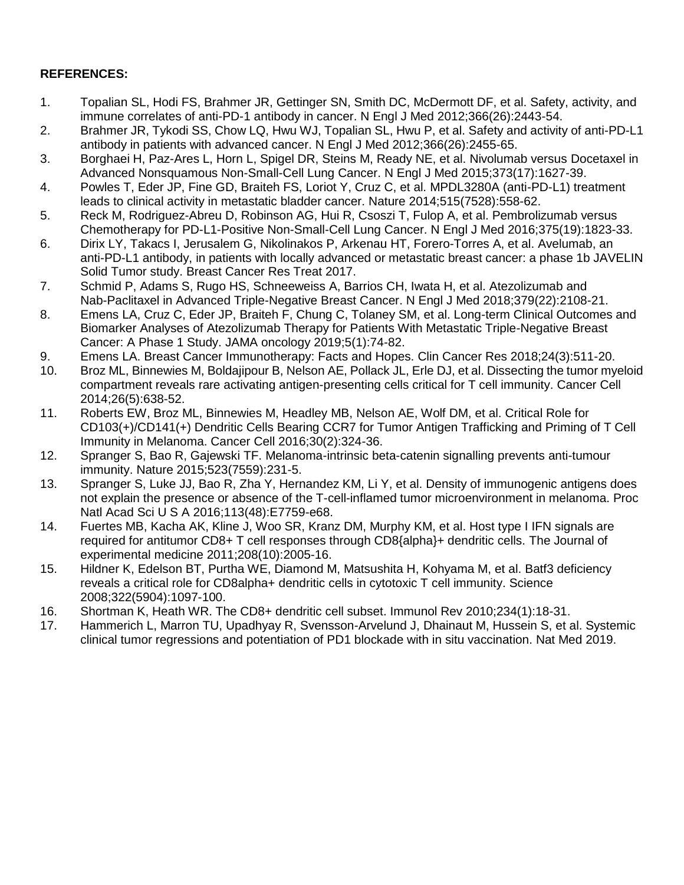**REFERENCES:**

1. Topalian SL, Hodi FS, Brahmer JR, Gettinger SN, Smith DC, McDermott DF, et al. Safety, activity, and immune correlates of anti-PD-1 antibody in cancer. N Engl J Med 2012;366(26):2443-54.
2. Brahmer JR, Tykodi SS, Chow LQ, Hwu WJ, Topalian SL, Hwu P, et al. Safety and activity of anti-PD-L1 antibody in patients with advanced cancer. N Engl J Med 2012;366(26):2455-65.
3. Borghaei H, Paz-Ares L, Horn L, Spigel DR, Steins M, Ready NE, et al. Nivolumab versus Docetaxel in Advanced Nonsquamous Non-Small-Cell Lung Cancer. N Engl J Med 2015;373(17):1627-39.
4. Powles T, Eder JP, Fine GD, Braiteh FS, Loriot Y, Cruz C, et al. MPDL3280A (anti-PD-L1) treatment leads to clinical activity in metastatic bladder cancer. Nature 2014;515(7528):558-62.
5. Reck M, Rodriguez-Abreu D, Robinson AG, Hui R, Csoszi T, Fulop A, et al. Pembrolizumab versus Chemotherapy for PD-L1-Positive Non-Small-Cell Lung Cancer. N Engl J Med 2016;375(19):1823-33.
6. Dirix LY, Takacs I, Jerusalem G, Nikolinakos P, Arkenau HT, Forero-Torres A, et al. Avelumab, an anti-PD-L1 antibody, in patients with locally advanced or metastatic breast cancer: a phase 1b JAVELIN Solid Tumor study. Breast Cancer Res Treat 2017.
7. Schmid P, Adams S, Rugo HS, Schneeweiss A, Barrios CH, Iwata H, et al. Atezolizumab and Nab-Paclitaxel in Advanced Triple-Negative Breast Cancer. N Engl J Med 2018;379(22):2108-21.
8. Emens LA, Cruz C, Eder JP, Braiteh F, Chung C, Tolaney SM, et al. Long-term Clinical Outcomes and Biomarker Analyses of Atezolizumab Therapy for Patients With Metastatic Triple-Negative Breast Cancer: A Phase 1 Study. JAMA oncology 2019;5(1):74-82.
9. Emens LA. Breast Cancer Immunotherapy: Facts and Hopes. Clin Cancer Res 2018;24(3):511-20.
10. Broz ML, Binnewies M, Boldajipour B, Nelson AE, Pollack JL, Erle DJ, et al. Dissecting the tumor myeloid compartment reveals rare activating antigen-presenting cells critical for T cell immunity. Cancer Cell 2014;26(5):638-52.
11. Roberts EW, Broz ML, Binnewies M, Headley MB, Nelson AE, Wolf DM, et al. Critical Role for CD103(+)/CD141(+) Dendritic Cells Bearing CCR7 for Tumor Antigen Trafficking and Priming of T Cell Immunity in Melanoma. Cancer Cell 2016;30(2):324-36.
12. Spranger S, Bao R, Gajewski TF. Melanoma-intrinsic beta-catenin signalling prevents anti-tumour immunity. Nature 2015;523(7559):231-5.
13. Spranger S, Luke JJ, Bao R, Zha Y, Hernandez KM, Li Y, et al. Density of immunogenic antigens does not explain the presence or absence of the T-cell-inflamed tumor microenvironment in melanoma. Proc Natl Acad Sci U S A 2016;113(48):E7759-e68.
14. Fuertes MB, Kacha AK, Kline J, Woo SR, Kranz DM, Murphy KM, et al. Host type I IFN signals are required for antitumor CD8+ T cell responses through CD8{alpha}+ dendritic cells. The Journal of experimental medicine 2011;208(10):2005-16.
15. Hildner K, Edelson BT, Purtha WE, Diamond M, Matsushita H, Kohyama M, et al. Batf3 deficiency reveals a critical role for CD8alpha+ dendritic cells in cytotoxic T cell immunity. Science 2008;322(5904):1097-100.
16. Shortman K, Heath WR. The CD8+ dendritic cell subset. Immunol Rev 2010;234(1):18-31.
17. Hammerich L, Marron TU, Upadhyay R, Svensson-Arvelund J, Dhainaut M, Hussein S, et al. Systemic clinical tumor regressions and potentiation of PD1 blockade with in situ vaccination. Nat Med 2019.